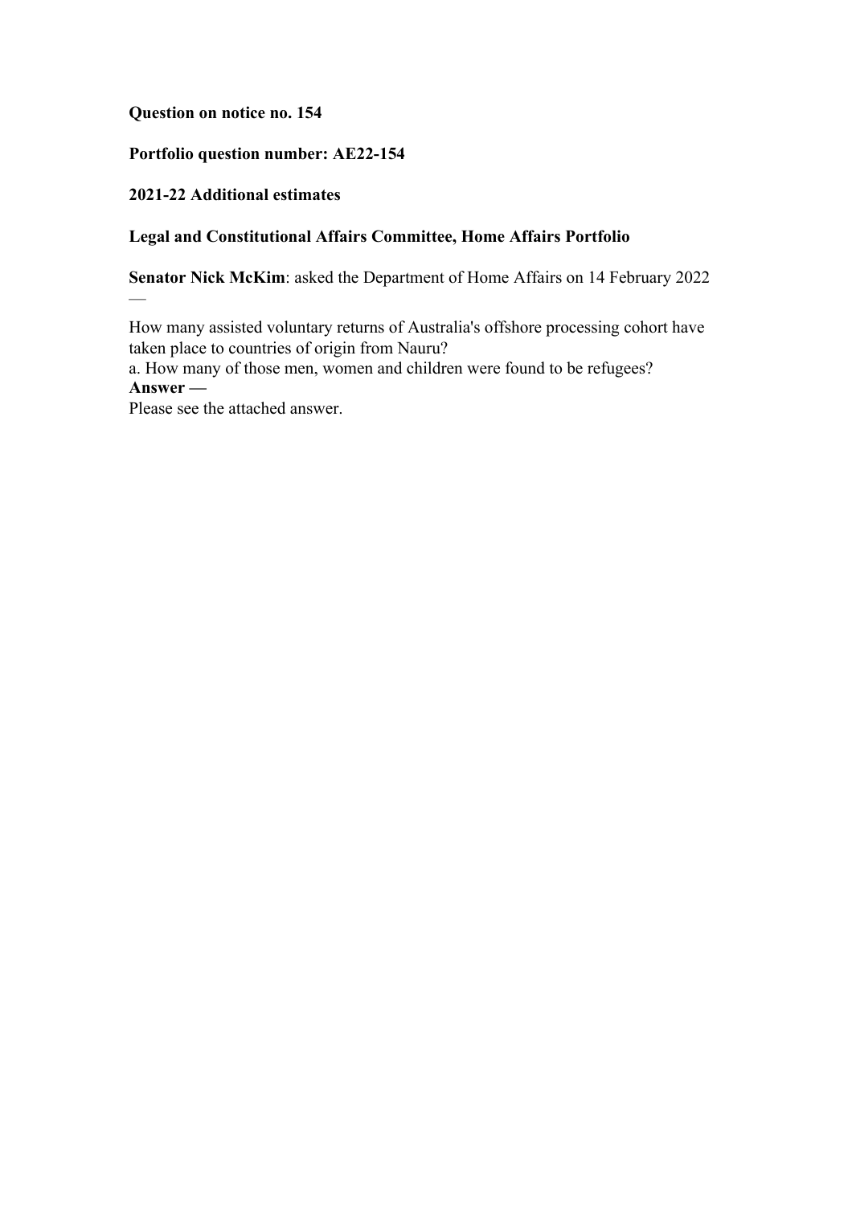**Question on notice no. 154**

**Portfolio question number: AE22-154**

**2021-22 Additional estimates**

**Legal and Constitutional Affairs Committee, Home Affairs Portfolio**

**Senator Nick McKim**: asked the Department of Home Affairs on 14 February 2022 —

How many assisted voluntary returns of Australia's offshore processing cohort have taken place to countries of origin from Nauru?

a. How many of those men, women and children were found to be refugees?

**Answer —**

Please see the attached answer.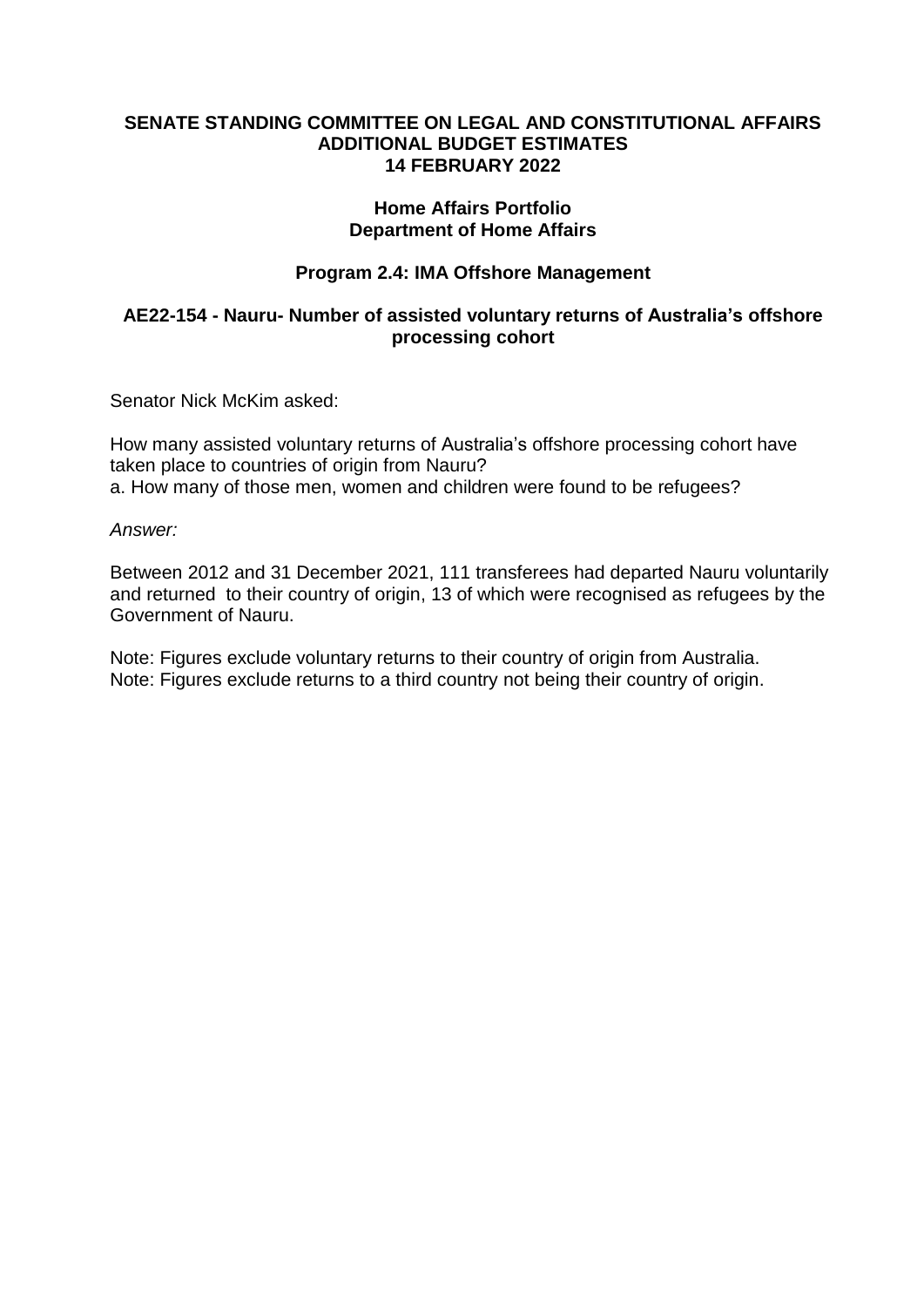**SENATE STANDING COMMITTEE ON LEGAL AND CONSTITUTIONAL AFFAIRS**
**ADDITIONAL BUDGET ESTIMATES**
**14 FEBRUARY 2022**

**Home Affairs Portfolio**
**Department of Home Affairs**

**Program 2.4: IMA Offshore Management**

## AE22-154 - Nauru- Number of assisted voluntary returns of Australia's offshore processing cohort

Senator Nick McKim asked:

How many assisted voluntary returns of Australia's offshore processing cohort have taken place to countries of origin from Nauru?
a. How many of those men, women and children were found to be refugees?

*Answer:*

Between 2012 and 31 December 2021, 111 transferees had departed Nauru voluntarily and returned to their country of origin, 13 of which were recognised as refugees by the Government of Nauru.

Note: Figures exclude voluntary returns to their country of origin from Australia.
Note: Figures exclude returns to a third country not being their country of origin.